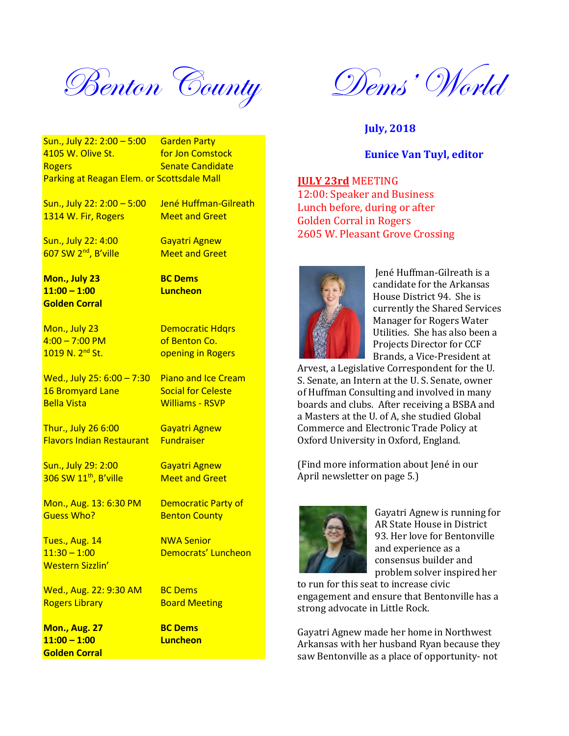# Benton County Dems' World

**July, 2018**

**Eunice Van Tuyl, editor**

| | |
|---|---|
| Sun., July 22: 2:00 – 5:00<br>4105 W. Olive St.<br>Rogers<br>Parking at Reagan Elem. or Scottsdale Mall | Garden Party<br>for Jon Comstock<br>Senate Candidate |
| Sun., July 22: 2:00 – 5:00<br>1314 W. Fir, Rogers | Jené Huffman-Gilreath<br>Meet and Greet |
| Sun., July 22: 4:00<br>607 SW 2nd, B'ville | Gayatri Agnew<br>Meet and Greet |
| **Mon., July 23**<br>**11:00 – 1:00**<br>**Golden Corral** | **BC Dems**<br>**Luncheon** |
| Mon., July 23<br>4:00 – 7:00 PM<br>1019 N. 2nd St. | Democratic Hdqrs<br>of Benton Co.<br>opening in Rogers |
| Wed., July 25: 6:00 – 7:30<br>16 Bromyard Lane<br>Bella Vista | Piano and Ice Cream<br>Social for Celeste<br>Williams - RSVP |
| Thur., July 26 6:00<br>Flavors Indian Restaurant | Gayatri Agnew<br>Fundraiser |
| Sun., July 29: 2:00<br>306 SW 11th, B'ville | Gayatri Agnew<br>Meet and Greet |
| Mon., Aug. 13: 6:30 PM<br>Guess Who? | Democratic Party of<br>Benton County |
| Tues., Aug. 14<br>11:30 – 1:00<br>Western Sizzlin' | NWA Senior<br>Democrats' Luncheon |
| Wed., Aug. 22: 9:30 AM<br>Rogers Library | BC Dems<br>Board Meeting |
| **Mon., Aug. 27**<br>**11:00 – 1:00**<br>**Golden Corral** | **BC Dems**<br>**Luncheon** |

**JULY 23rd** MEETING
12:00: Speaker and Business
Lunch before, during or after
Golden Corral in Rogers
2605 W. Pleasant Grove Crossing

Jené Huffman-Gilreath is a candidate for the Arkansas House District 94. She is currently the Shared Services Manager for Rogers Water Utilities. She has also been a Projects Director for CCF Brands, a Vice-President at Arvest, a Legislative Correspondent for the U. S. Senate, an Intern at the U. S. Senate, owner of Huffman Consulting and involved in many boards and clubs. After receiving a BSBA and a Masters at the U. of A, she studied Global Commerce and Electronic Trade Policy at Oxford University in Oxford, England.

(Find more information about Jené in our April newsletter on page 5.)

Gayatri Agnew is running for AR State House in District 93. Her love for Bentonville and experience as a consensus builder and problem solver inspired her to run for this seat to increase civic engagement and ensure that Bentonville has a strong advocate in Little Rock.

Gayatri Agnew made her home in Northwest Arkansas with her husband Ryan because they saw Bentonville as a place of opportunity- not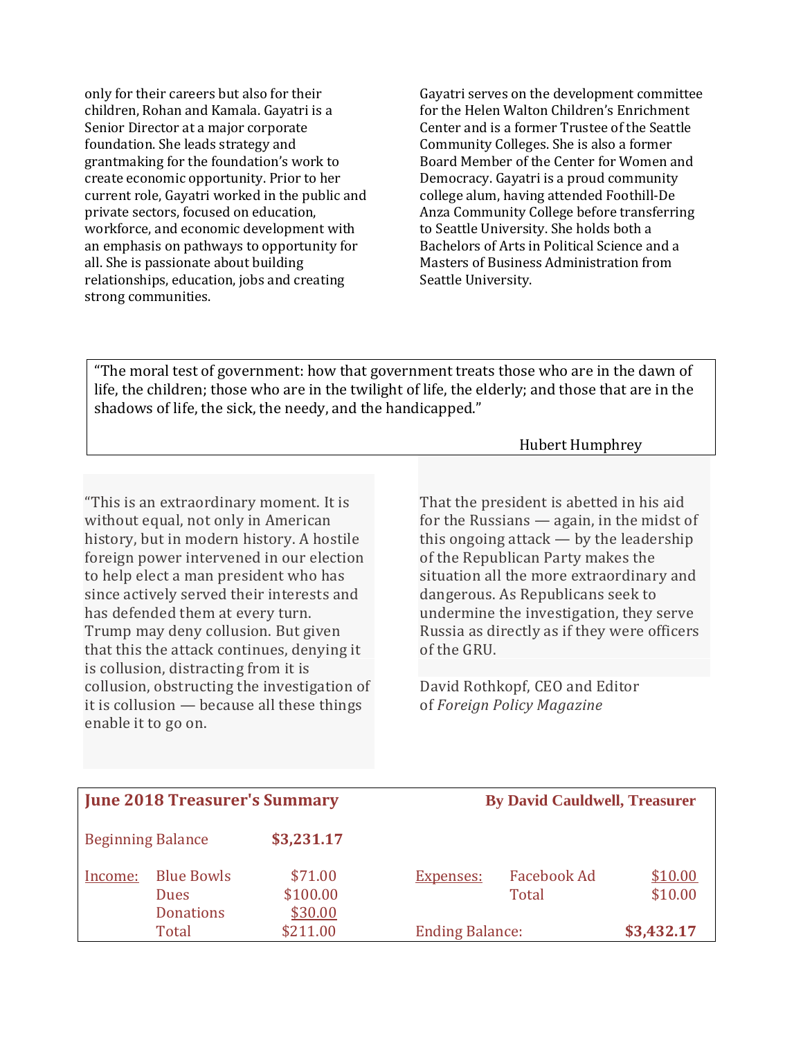only for their careers but also for their children, Rohan and Kamala. Gayatri is a Senior Director at a major corporate foundation. She leads strategy and grantmaking for the foundation's work to create economic opportunity. Prior to her current role, Gayatri worked in the public and private sectors, focused on education, workforce, and economic development with an emphasis on pathways to opportunity for all. She is passionate about building relationships, education, jobs and creating strong communities.

Gayatri serves on the development committee for the Helen Walton Children's Enrichment Center and is a former Trustee of the Seattle Community Colleges. She is also a former Board Member of the Center for Women and Democracy. Gayatri is a proud community college alum, having attended Foothill-De Anza Community College before transferring to Seattle University. She holds both a Bachelors of Arts in Political Science and a Masters of Business Administration from Seattle University.

> "The moral test of government: how that government treats those who are in the dawn of life, the children; those who are in the twilight of life, the elderly; and those that are in the shadows of life, the sick, the needy, and the handicapped."
>
> Hubert Humphrey

"This is an extraordinary moment. It is without equal, not only in American history, but in modern history. A hostile foreign power intervened in our election to help elect a man president who has since actively served their interests and has defended them at every turn. Trump may deny collusion. But given that this the attack continues, denying it is collusion, distracting from it is collusion, obstructing the investigation of it is collusion — because all these things enable it to go on.

That the president is abetted in his aid for the Russians — again, in the midst of this ongoing attack — by the leadership of the Republican Party makes the situation all the more extraordinary and dangerous. As Republicans seek to undermine the investigation, they serve Russia as directly as if they were officers of the GRU.

David Rothkopf, CEO and Editor of *Foreign Policy Magazine*

## June 2018 Treasurer's Summary

**By David Cauldwell, Treasurer**

Beginning Balance **$3,231.17**

| Income: | | | Expenses: | | |
|---|---|---|---|---|---|
| | Blue Bowls | $71.00 | | Facebook Ad | $10.00 |
| | Dues | $100.00 | | Total | $10.00 |
| | Donations | $30.00 | | | |
| | Total | $211.00 | Ending Balance: | | **$3,432.17** |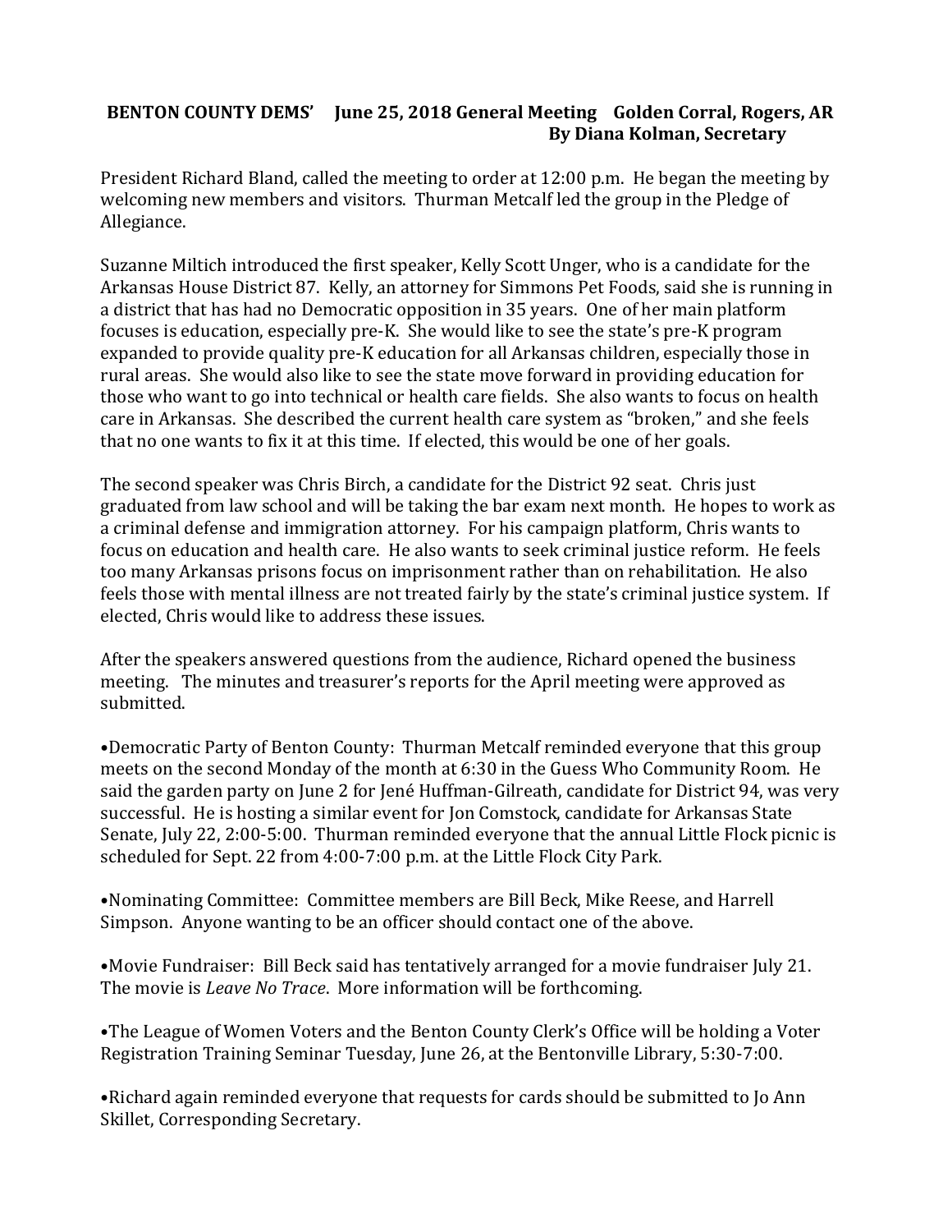**BENTON COUNTY DEMS' June 25, 2018 General Meeting Golden Corral, Rogers, AR**
**By Diana Kolman, Secretary**

President Richard Bland, called the meeting to order at 12:00 p.m. He began the meeting by welcoming new members and visitors. Thurman Metcalf led the group in the Pledge of Allegiance.

Suzanne Miltich introduced the first speaker, Kelly Scott Unger, who is a candidate for the Arkansas House District 87. Kelly, an attorney for Simmons Pet Foods, said she is running in a district that has had no Democratic opposition in 35 years. One of her main platform focuses is education, especially pre-K. She would like to see the state's pre-K program expanded to provide quality pre-K education for all Arkansas children, especially those in rural areas. She would also like to see the state move forward in providing education for those who want to go into technical or health care fields. She also wants to focus on health care in Arkansas. She described the current health care system as "broken," and she feels that no one wants to fix it at this time. If elected, this would be one of her goals.

The second speaker was Chris Birch, a candidate for the District 92 seat. Chris just graduated from law school and will be taking the bar exam next month. He hopes to work as a criminal defense and immigration attorney. For his campaign platform, Chris wants to focus on education and health care. He also wants to seek criminal justice reform. He feels too many Arkansas prisons focus on imprisonment rather than on rehabilitation. He also feels those with mental illness are not treated fairly by the state's criminal justice system. If elected, Chris would like to address these issues.

After the speakers answered questions from the audience, Richard opened the business meeting. The minutes and treasurer's reports for the April meeting were approved as submitted.

- Democratic Party of Benton County: Thurman Metcalf reminded everyone that this group meets on the second Monday of the month at 6:30 in the Guess Who Community Room. He said the garden party on June 2 for Jené Huffman-Gilreath, candidate for District 94, was very successful. He is hosting a similar event for Jon Comstock, candidate for Arkansas State Senate, July 22, 2:00-5:00. Thurman reminded everyone that the annual Little Flock picnic is scheduled for Sept. 22 from 4:00-7:00 p.m. at the Little Flock City Park.

- Nominating Committee: Committee members are Bill Beck, Mike Reese, and Harrell Simpson. Anyone wanting to be an officer should contact one of the above.

- Movie Fundraiser: Bill Beck said has tentatively arranged for a movie fundraiser July 21. The movie is *Leave No Trace*. More information will be forthcoming.

- The League of Women Voters and the Benton County Clerk's Office will be holding a Voter Registration Training Seminar Tuesday, June 26, at the Bentonville Library, 5:30-7:00.

- Richard again reminded everyone that requests for cards should be submitted to Jo Ann Skillet, Corresponding Secretary.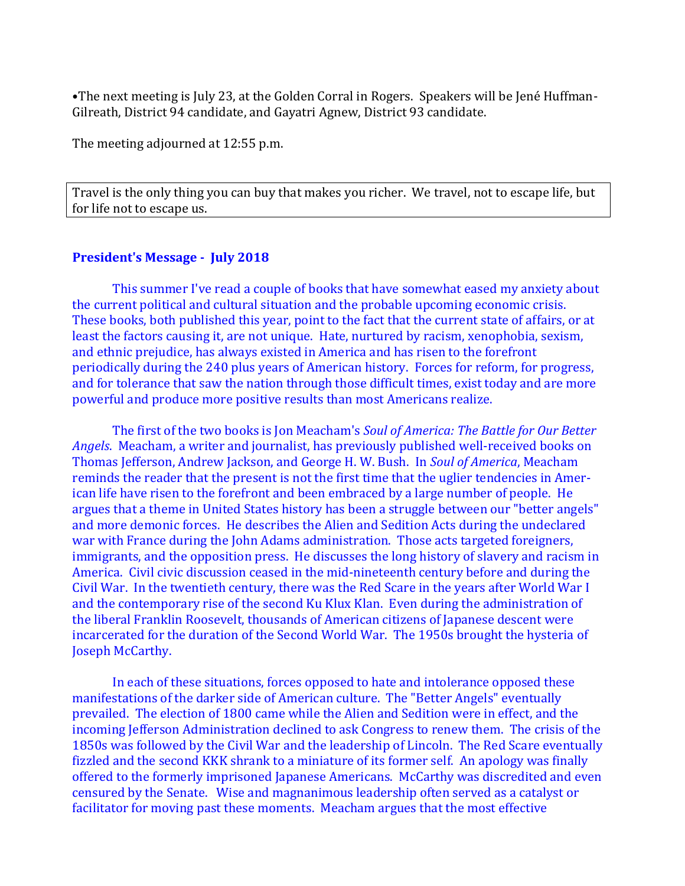•The next meeting is July 23, at the Golden Corral in Rogers. Speakers will be Jené Huffman-Gilreath, District 94 candidate, and Gayatri Agnew, District 93 candidate.

The meeting adjourned at 12:55 p.m.

> Travel is the only thing you can buy that makes you richer. We travel, not to escape life, but for life not to escape us.

## President's Message - July 2018

This summer I've read a couple of books that have somewhat eased my anxiety about the current political and cultural situation and the probable upcoming economic crisis. These books, both published this year, point to the fact that the current state of affairs, or at least the factors causing it, are not unique. Hate, nurtured by racism, xenophobia, sexism, and ethnic prejudice, has always existed in America and has risen to the forefront periodically during the 240 plus years of American history. Forces for reform, for progress, and for tolerance that saw the nation through those difficult times, exist today and are more powerful and produce more positive results than most Americans realize.

The first of the two books is Jon Meacham's *Soul of America: The Battle for Our Better Angels*. Meacham, a writer and journalist, has previously published well-received books on Thomas Jefferson, Andrew Jackson, and George H. W. Bush. In *Soul of America*, Meacham reminds the reader that the present is not the first time that the uglier tendencies in American life have risen to the forefront and been embraced by a large number of people. He argues that a theme in United States history has been a struggle between our "better angels" and more demonic forces. He describes the Alien and Sedition Acts during the undeclared war with France during the John Adams administration. Those acts targeted foreigners, immigrants, and the opposition press. He discusses the long history of slavery and racism in America. Civil civic discussion ceased in the mid-nineteenth century before and during the Civil War. In the twentieth century, there was the Red Scare in the years after World War I and the contemporary rise of the second Ku Klux Klan. Even during the administration of the liberal Franklin Roosevelt, thousands of American citizens of Japanese descent were incarcerated for the duration of the Second World War. The 1950s brought the hysteria of Joseph McCarthy.

In each of these situations, forces opposed to hate and intolerance opposed these manifestations of the darker side of American culture. The "Better Angels" eventually prevailed. The election of 1800 came while the Alien and Sedition were in effect, and the incoming Jefferson Administration declined to ask Congress to renew them. The crisis of the 1850s was followed by the Civil War and the leadership of Lincoln. The Red Scare eventually fizzled and the second KKK shrank to a miniature of its former self. An apology was finally offered to the formerly imprisoned Japanese Americans. McCarthy was discredited and even censured by the Senate. Wise and magnanimous leadership often served as a catalyst or facilitator for moving past these moments. Meacham argues that the most effective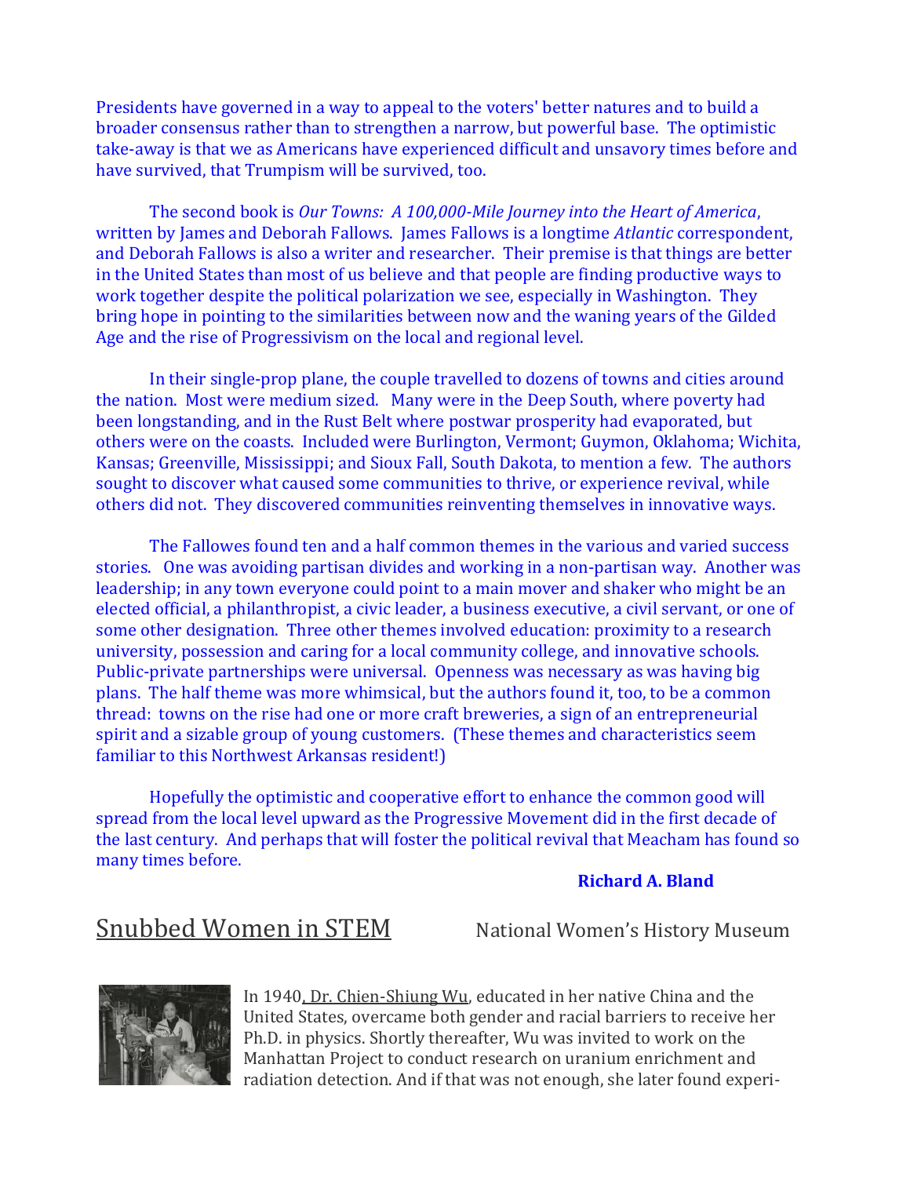Presidents have governed in a way to appeal to the voters' better natures and to build a broader consensus rather than to strengthen a narrow, but powerful base. The optimistic take-away is that we as Americans have experienced difficult and unsavory times before and have survived, that Trumpism will be survived, too.

The second book is *Our Towns: A 100,000-Mile Journey into the Heart of America*, written by James and Deborah Fallows. James Fallows is a longtime *Atlantic* correspondent, and Deborah Fallows is also a writer and researcher. Their premise is that things are better in the United States than most of us believe and that people are finding productive ways to work together despite the political polarization we see, especially in Washington. They bring hope in pointing to the similarities between now and the waning years of the Gilded Age and the rise of Progressivism on the local and regional level.

In their single-prop plane, the couple travelled to dozens of towns and cities around the nation. Most were medium sized. Many were in the Deep South, where poverty had been longstanding, and in the Rust Belt where postwar prosperity had evaporated, but others were on the coasts. Included were Burlington, Vermont; Guymon, Oklahoma; Wichita, Kansas; Greenville, Mississippi; and Sioux Fall, South Dakota, to mention a few. The authors sought to discover what caused some communities to thrive, or experience revival, while others did not. They discovered communities reinventing themselves in innovative ways.

The Fallowes found ten and a half common themes in the various and varied success stories. One was avoiding partisan divides and working in a non-partisan way. Another was leadership; in any town everyone could point to a main mover and shaker who might be an elected official, a philanthropist, a civic leader, a business executive, a civil servant, or one of some other designation. Three other themes involved education: proximity to a research university, possession and caring for a local community college, and innovative schools. Public-private partnerships were universal. Openness was necessary as was having big plans. The half theme was more whimsical, but the authors found it, too, to be a common thread: towns on the rise had one or more craft breweries, a sign of an entrepreneurial spirit and a sizable group of young customers. (These themes and characteristics seem familiar to this Northwest Arkansas resident!)

Hopefully the optimistic and cooperative effort to enhance the common good will spread from the local level upward as the Progressive Movement did in the first decade of the last century. And perhaps that will foster the political revival that Meacham has found so many times before.

**Richard A. Bland**

## Snubbed Women in STEM

National Women's History Museum

In 1940, Dr. Chien-Shiung Wu, educated in her native China and the United States, overcame both gender and racial barriers to receive her Ph.D. in physics. Shortly thereafter, Wu was invited to work on the Manhattan Project to conduct research on uranium enrichment and radiation detection. And if that was not enough, she later found experi-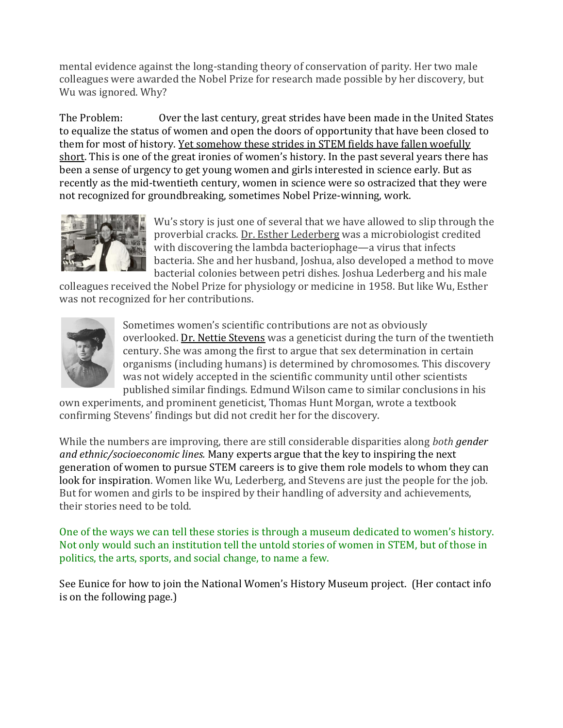mental evidence against the long-standing theory of conservation of parity. Her two male colleagues were awarded the Nobel Prize for research made possible by her discovery, but Wu was ignored. Why?

The Problem: Over the last century, great strides have been made in the United States to equalize the status of women and open the doors of opportunity that have been closed to them for most of history. Yet somehow these strides in STEM fields have fallen woefully short. This is one of the great ironies of women's history. In the past several years there has been a sense of urgency to get young women and girls interested in science early. But as recently as the mid-twentieth century, women in science were so ostracized that they were not recognized for groundbreaking, sometimes Nobel Prize-winning, work.

Wu's story is just one of several that we have allowed to slip through the proverbial cracks. Dr. Esther Lederberg was a microbiologist credited with discovering the lambda bacteriophage—a virus that infects bacteria. She and her husband, Joshua, also developed a method to move bacterial colonies between petri dishes. Joshua Lederberg and his male colleagues received the Nobel Prize for physiology or medicine in 1958. But like Wu, Esther was not recognized for her contributions.

Sometimes women's scientific contributions are not as obviously overlooked. Dr. Nettie Stevens was a geneticist during the turn of the twentieth century. She was among the first to argue that sex determination in certain organisms (including humans) is determined by chromosomes. This discovery was not widely accepted in the scientific community until other scientists published similar findings. Edmund Wilson came to similar conclusions in his own experiments, and prominent geneticist, Thomas Hunt Morgan, wrote a textbook confirming Stevens' findings but did not credit her for the discovery.

While the numbers are improving, there are still considerable disparities along *both gender and ethnic/socioeconomic lines.* Many experts argue that the key to inspiring the next generation of women to pursue STEM careers is to give them role models to whom they can look for inspiration. Women like Wu, Lederberg, and Stevens are just the people for the job. But for women and girls to be inspired by their handling of adversity and achievements, their stories need to be told.

One of the ways we can tell these stories is through a museum dedicated to women's history. Not only would such an institution tell the untold stories of women in STEM, but of those in politics, the arts, sports, and social change, to name a few.

See Eunice for how to join the National Women's History Museum project. (Her contact info is on the following page.)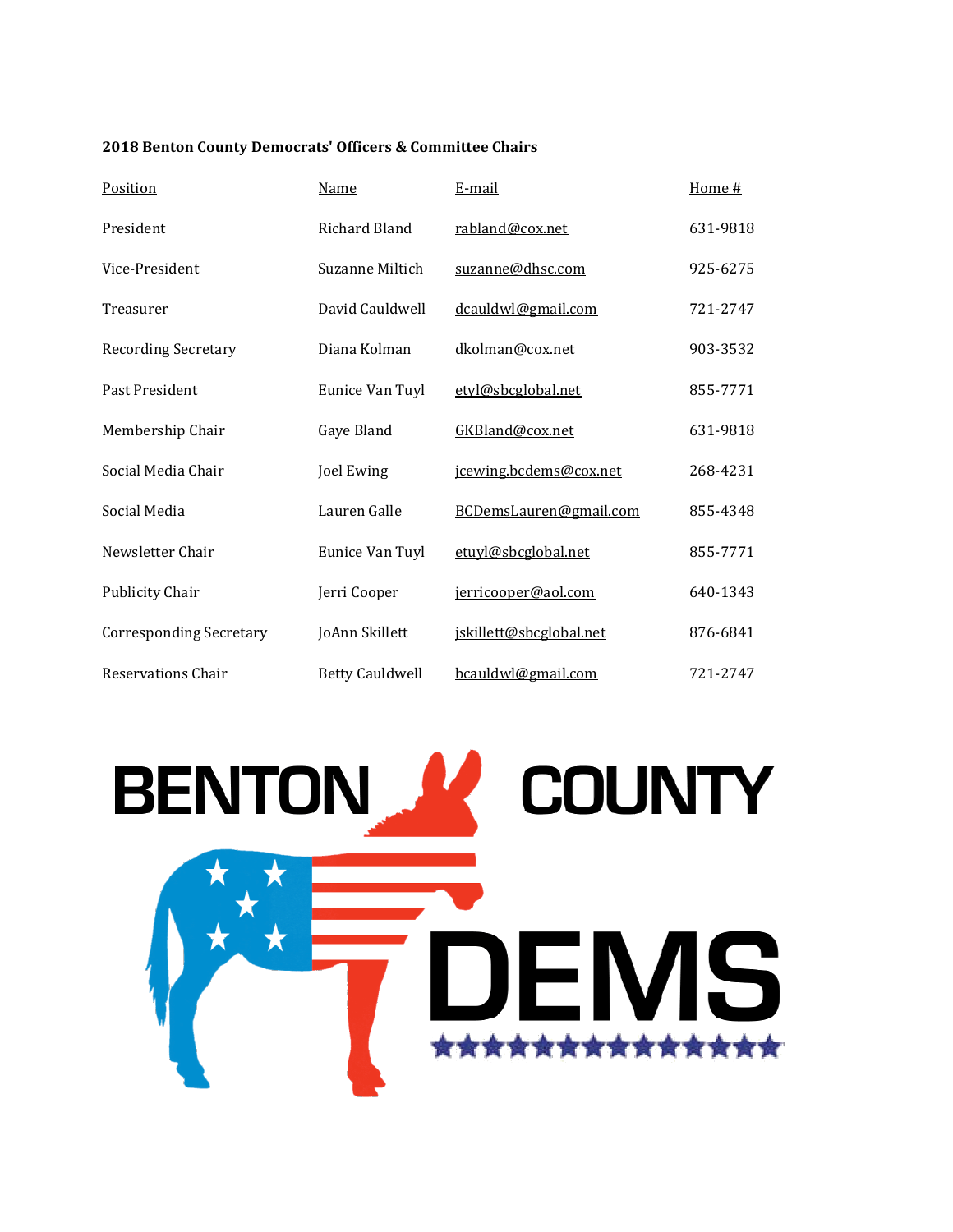**2018 Benton County Democrats' Officers & Committee Chairs**

| Position | Name | E-mail | Home # |
|---|---|---|---|
| President | Richard Bland | rabland@cox.net | 631-9818 |
| Vice-President | Suzanne Miltich | suzanne@dhsc.com | 925-6275 |
| Treasurer | David Cauldwell | dcauldwl@gmail.com | 721-2747 |
| Recording Secretary | Diana Kolman | dkolman@cox.net | 903-3532 |
| Past President | Eunice Van Tuyl | etyl@sbcglobal.net | 855-7771 |
| Membership Chair | Gaye Bland | GKBland@cox.net | 631-9818 |
| Social Media Chair | Joel Ewing | jcewing.bcdems@cox.net | 268-4231 |
| Social Media | Lauren Galle | BCDemsLauren@gmail.com | 855-4348 |
| Newsletter Chair | Eunice Van Tuyl | etuyl@sbcglobal.net | 855-7771 |
| Publicity Chair | Jerri Cooper | jerricooper@aol.com | 640-1343 |
| Corresponding Secretary | JoAnn Skillett | jskillett@sbcglobal.net | 876-6841 |
| Reservations Chair | Betty Cauldwell | bcauldwl@gmail.com | 721-2747 |

BENTON COUNTY DEMS